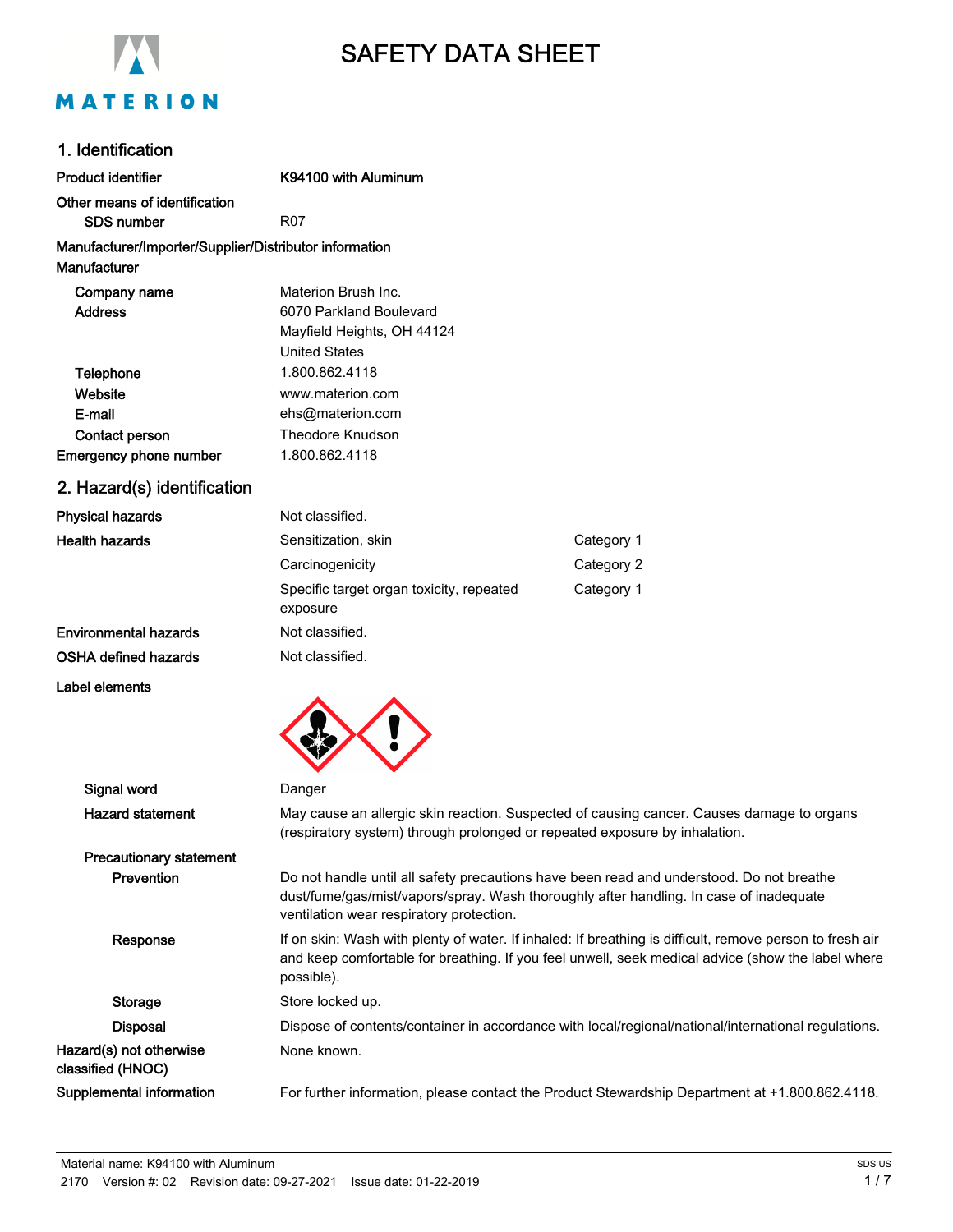# SAFETY DATA SHEET

## 1. Identification

| | |
|---|---|
| **Product identifier** | **K94100 with Aluminum** |
| **Other means of identification** | |
| **SDS number** | R07 |

**Manufacturer/Importer/Supplier/Distributor information**

**Manufacturer**

| | |
|---|---|
| **Company name** | Materion Brush Inc. |
| **Address** | 6070 Parkland Boulevard<br>Mayfield Heights, OH 44124<br>United States |
| **Telephone** | 1.800.862.4118 |
| **Website** | www.materion.com |
| **E-mail** | ehs@materion.com |
| **Contact person** | Theodore Knudson |
| **Emergency phone number** | 1.800.862.4118 |

## 2. Hazard(s) identification

| | | |
|---|---|---|
| **Physical hazards** | Not classified. | |
| **Health hazards** | Sensitization, skin | Category 1 |
| | Carcinogenicity | Category 2 |
| | Specific target organ toxicity, repeated exposure | Category 1 |
| **Environmental hazards** | Not classified. | |
| **OSHA defined hazards** | Not classified. | |

**Label elements**

**Signal word** Danger

**Hazard statement** May cause an allergic skin reaction. Suspected of causing cancer. Causes damage to organs (respiratory system) through prolonged or repeated exposure by inhalation.

**Precautionary statement**

**Prevention** Do not handle until all safety precautions have been read and understood. Do not breathe dust/fume/gas/mist/vapors/spray. Wash thoroughly after handling. In case of inadequate ventilation wear respiratory protection.

**Response** If on skin: Wash with plenty of water. If inhaled: If breathing is difficult, remove person to fresh air and keep comfortable for breathing. If you feel unwell, seek medical advice (show the label where possible).

**Storage** Store locked up.

**Disposal** Dispose of contents/container in accordance with local/regional/national/international regulations.

**Hazard(s) not otherwise classified (HNOC)** None known.

**Supplemental information** For further information, please contact the Product Stewardship Department at +1.800.862.4118.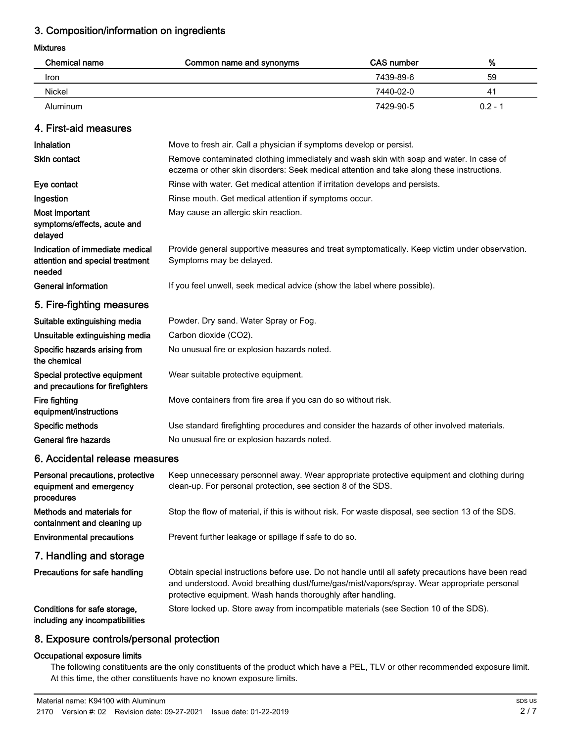## 3. Composition/information on ingredients

**Mixtures**

| Chemical name | Common name and synonyms | CAS number | % |
|---|---|---|---|
| Iron | | 7439-89-6 | 59 |
| Nickel | | 7440-02-0 | 41 |
| Aluminum | | 7429-90-5 | 0.2 - 1 |

## 4. First-aid measures

**Inhalation** Move to fresh air. Call a physician if symptoms develop or persist.

**Skin contact** Remove contaminated clothing immediately and wash skin with soap and water. In case of eczema or other skin disorders: Seek medical attention and take along these instructions.

**Eye contact** Rinse with water. Get medical attention if irritation develops and persists.

**Ingestion** Rinse mouth. Get medical attention if symptoms occur.

**Most important symptoms/effects, acute and delayed** May cause an allergic skin reaction.

**Indication of immediate medical attention and special treatment needed** Provide general supportive measures and treat symptomatically. Keep victim under observation. Symptoms may be delayed.

**General information** If you feel unwell, seek medical advice (show the label where possible).

## 5. Fire-fighting measures

**Suitable extinguishing media** Powder. Dry sand. Water Spray or Fog.

**Unsuitable extinguishing media** Carbon dioxide ($CO_2$).

**Specific hazards arising from the chemical** No unusual fire or explosion hazards noted.

**Special protective equipment and precautions for firefighters** Wear suitable protective equipment.

**Fire fighting equipment/instructions** Move containers from fire area if you can do so without risk.

**Specific methods** Use standard firefighting procedures and consider the hazards of other involved materials.

**General fire hazards** No unusual fire or explosion hazards noted.

## 6. Accidental release measures

**Personal precautions, protective equipment and emergency procedures** Keep unnecessary personnel away. Wear appropriate protective equipment and clothing during clean-up. For personal protection, see section 8 of the SDS.

**Methods and materials for containment and cleaning up** Stop the flow of material, if this is without risk. For waste disposal, see section 13 of the SDS.

**Environmental precautions** Prevent further leakage or spillage if safe to do so.

## 7. Handling and storage

**Precautions for safe handling** Obtain special instructions before use. Do not handle until all safety precautions have been read and understood. Avoid breathing dust/fume/gas/mist/vapors/spray. Wear appropriate personal protective equipment. Wash hands thoroughly after handling.

**Conditions for safe storage, including any incompatibilities** Store locked up. Store away from incompatible materials (see Section 10 of the SDS).

## 8. Exposure controls/personal protection

**Occupational exposure limits**

The following constituents are the only constituents of the product which have a PEL, TLV or other recommended exposure limit. At this time, the other constituents have no known exposure limits.

Material name: K94100 with Aluminum

2170 Version #: 02 Revision date: 09-27-2021 Issue date: 01-22-2019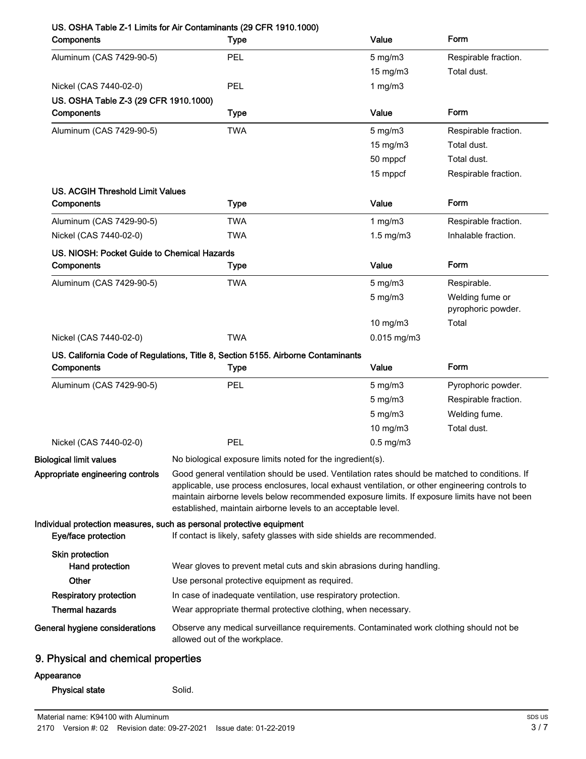**US. OSHA Table Z-1 Limits for Air Contaminants (29 CFR 1910.1000)**

| Components | Type | Value | Form |
|---|---|---|---|
| Aluminum (CAS 7429-90-5) | PEL | 5 mg/m3 | Respirable fraction. |
| | | 15 mg/m3 | Total dust. |
| Nickel (CAS 7440-02-0) | PEL | 1 mg/m3 | |

**US. OSHA Table Z-3 (29 CFR 1910.1000)**

| Components | Type | Value | Form |
|---|---|---|---|
| Aluminum (CAS 7429-90-5) | TWA | 5 mg/m3 | Respirable fraction. |
| | | 15 mg/m3 | Total dust. |
| | | 50 mppcf | Total dust. |
| | | 15 mppcf | Respirable fraction. |

**US. ACGIH Threshold Limit Values**

| Components | Type | Value | Form |
|---|---|---|---|
| Aluminum (CAS 7429-90-5) | TWA | 1 mg/m3 | Respirable fraction. |
| Nickel (CAS 7440-02-0) | TWA | 1.5 mg/m3 | Inhalable fraction. |

**US. NIOSH: Pocket Guide to Chemical Hazards**

| Components | Type | Value | Form |
|---|---|---|---|
| Aluminum (CAS 7429-90-5) | TWA | 5 mg/m3 | Respirable. |
| | | 5 mg/m3 | Welding fume or pyrophoric powder. |
| | | 10 mg/m3 | Total |
| Nickel (CAS 7440-02-0) | TWA | 0.015 mg/m3 | |

**US. California Code of Regulations, Title 8, Section 5155. Airborne Contaminants**

| Components | Type | Value | Form |
|---|---|---|---|
| Aluminum (CAS 7429-90-5) | PEL | 5 mg/m3 | Pyrophoric powder. |
| | | 5 mg/m3 | Respirable fraction. |
| | | 5 mg/m3 | Welding fume. |
| | | 10 mg/m3 | Total dust. |
| Nickel (CAS 7440-02-0) | PEL | 0.5 mg/m3 | |

**Biological limit values** No biological exposure limits noted for the ingredient(s).

**Appropriate engineering controls** Good general ventilation should be used. Ventilation rates should be matched to conditions. If applicable, use process enclosures, local exhaust ventilation, or other engineering controls to maintain airborne levels below recommended exposure limits. If exposure limits have not been established, maintain airborne levels to an acceptable level.

**Individual protection measures, such as personal protective equipment**

**Eye/face protection** If contact is likely, safety glasses with side shields are recommended.

**Skin protection**

**Hand protection** Wear gloves to prevent metal cuts and skin abrasions during handling.

**Other** Use personal protective equipment as required.

**Respiratory protection** In case of inadequate ventilation, use respiratory protection.

**Thermal hazards** Wear appropriate thermal protective clothing, when necessary.

**General hygiene considerations** Observe any medical surveillance requirements. Contaminated work clothing should not be allowed out of the workplace.

## 9. Physical and chemical properties

**Appearance**

**Physical state** Solid.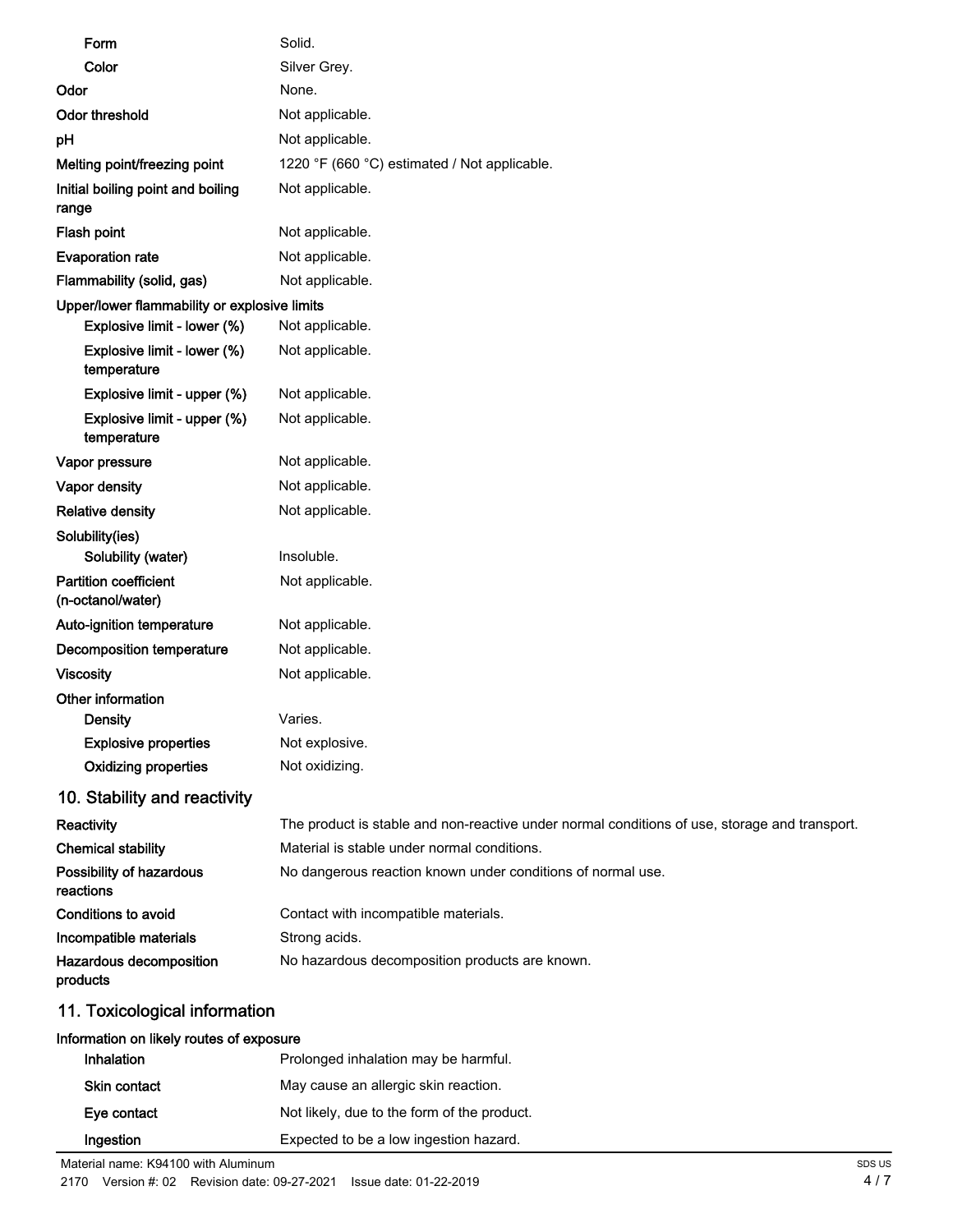| | |
|---|---|
| Form | Solid. |
| Color | Silver Grey. |
| **Odor** | None. |
| **Odor threshold** | Not applicable. |
| **pH** | Not applicable. |
| **Melting point/freezing point** | 1220 °F (660 °C) estimated / Not applicable. |
| **Initial boiling point and boiling range** | Not applicable. |
| **Flash point** | Not applicable. |
| **Evaporation rate** | Not applicable. |
| **Flammability (solid, gas)** | Not applicable. |
| **Upper/lower flammability or explosive limits** | |
| Explosive limit - lower (%) | Not applicable. |
| Explosive limit - lower (%) temperature | Not applicable. |
| Explosive limit - upper (%) | Not applicable. |
| Explosive limit - upper (%) temperature | Not applicable. |
| **Vapor pressure** | Not applicable. |
| **Vapor density** | Not applicable. |
| **Relative density** | Not applicable. |
| **Solubility(ies)** | |
| Solubility (water) | Insoluble. |
| **Partition coefficient (n-octanol/water)** | Not applicable. |
| **Auto-ignition temperature** | Not applicable. |
| **Decomposition temperature** | Not applicable. |
| **Viscosity** | Not applicable. |
| **Other information** | |
| Density | Varies. |
| Explosive properties | Not explosive. |
| Oxidizing properties | Not oxidizing. |

## 10. Stability and reactivity

| | |
|---|---|
| **Reactivity** | The product is stable and non-reactive under normal conditions of use, storage and transport. |
| **Chemical stability** | Material is stable under normal conditions. |
| **Possibility of hazardous reactions** | No dangerous reaction known under conditions of normal use. |
| **Conditions to avoid** | Contact with incompatible materials. |
| **Incompatible materials** | Strong acids. |
| **Hazardous decomposition products** | No hazardous decomposition products are known. |

## 11. Toxicological information

**Information on likely routes of exposure**

| | |
|---|---|
| Inhalation | Prolonged inhalation may be harmful. |
| Skin contact | May cause an allergic skin reaction. |
| Eye contact | Not likely, due to the form of the product. |
| Ingestion | Expected to be a low ingestion hazard. |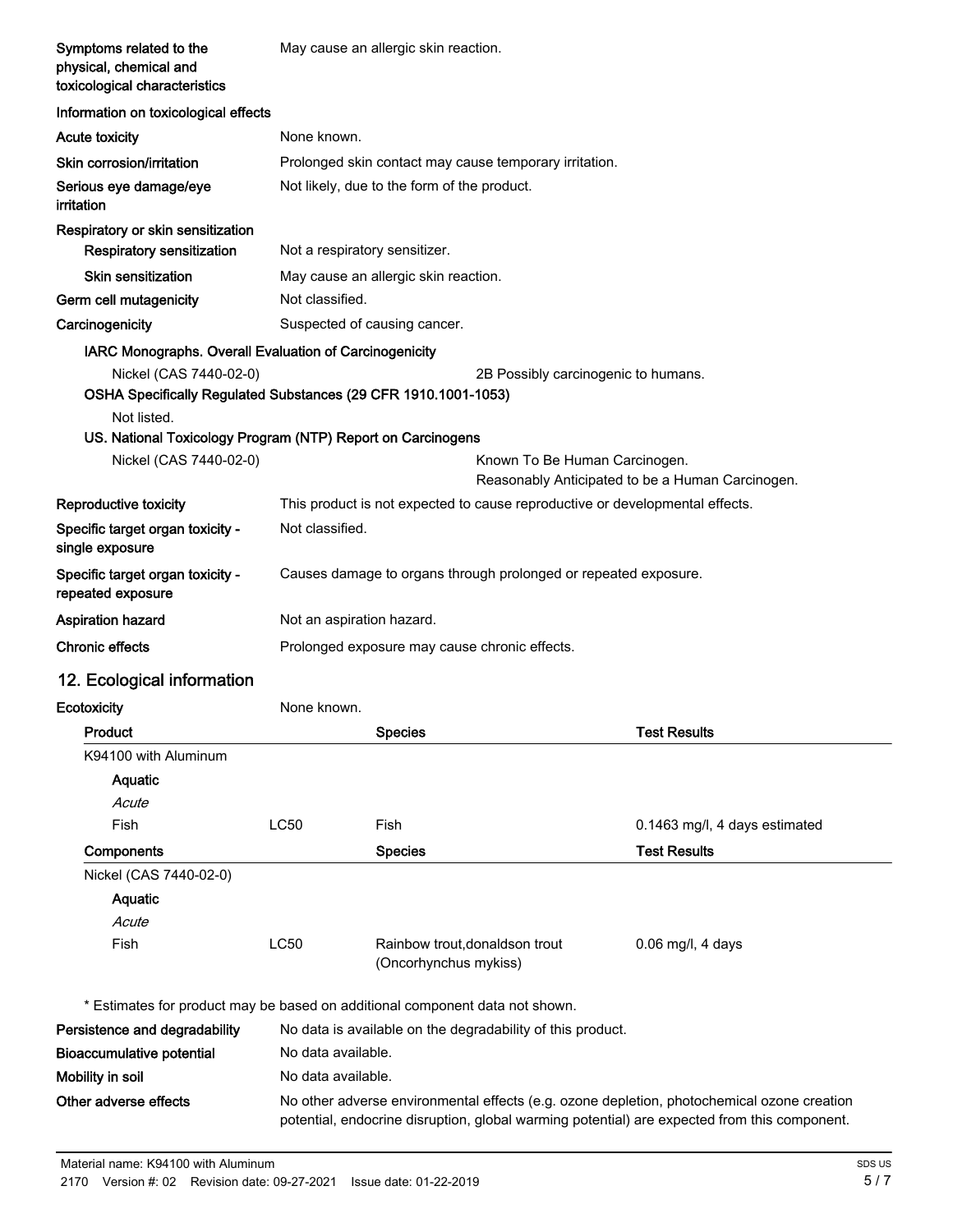| | |
|---|---|
| **Symptoms related to the physical, chemical and toxicological characteristics** | May cause an allergic skin reaction. |

**Information on toxicological effects**

| | |
|---|---|
| **Acute toxicity** | None known. |
| **Skin corrosion/irritation** | Prolonged skin contact may cause temporary irritation. |
| **Serious eye damage/eye irritation** | Not likely, due to the form of the product. |

**Respiratory or skin sensitization**

| | |
|---|---|
| **Respiratory sensitization** | Not a respiratory sensitizer. |
| **Skin sensitization** | May cause an allergic skin reaction. |
| **Germ cell mutagenicity** | Not classified. |
| **Carcinogenicity** | Suspected of causing cancer. |

**IARC Monographs. Overall Evaluation of Carcinogenicity**

| | |
|---|---|
| Nickel (CAS 7440-02-0) | 2B Possibly carcinogenic to humans. |

**OSHA Specifically Regulated Substances (29 CFR 1910.1001-1053)**

Not listed.

**US. National Toxicology Program (NTP) Report on Carcinogens**

| | |
|---|---|
| Nickel (CAS 7440-02-0) | Known To Be Human Carcinogen. Reasonably Anticipated to be a Human Carcinogen. |

| | |
|---|---|
| **Reproductive toxicity** | This product is not expected to cause reproductive or developmental effects. |
| **Specific target organ toxicity - single exposure** | Not classified. |
| **Specific target organ toxicity - repeated exposure** | Causes damage to organs through prolonged or repeated exposure. |
| **Aspiration hazard** | Not an aspiration hazard. |
| **Chronic effects** | Prolonged exposure may cause chronic effects. |

## 12. Ecological information

**Ecotoxicity** None known.

| Product | | Species | Test Results |
|---|---|---|---|
| K94100 with Aluminum | | | |
| **Aquatic** | | | |
| *Acute* | | | |
| Fish | LC50 | Fish | 0.1463 mg/l, 4 days estimated |
| **Components** | | **Species** | **Test Results** |
| Nickel (CAS 7440-02-0) | | | |
| **Aquatic** | | | |
| *Acute* | | | |
| Fish | LC50 | Rainbow trout,donaldson trout (Oncorhynchus mykiss) | 0.06 mg/l, 4 days |

* Estimates for product may be based on additional component data not shown.

| | |
|---|---|
| **Persistence and degradability** | No data is available on the degradability of this product. |
| **Bioaccumulative potential** | No data available. |
| **Mobility in soil** | No data available. |
| **Other adverse effects** | No other adverse environmental effects (e.g. ozone depletion, photochemical ozone creation potential, endocrine disruption, global warming potential) are expected from this component. |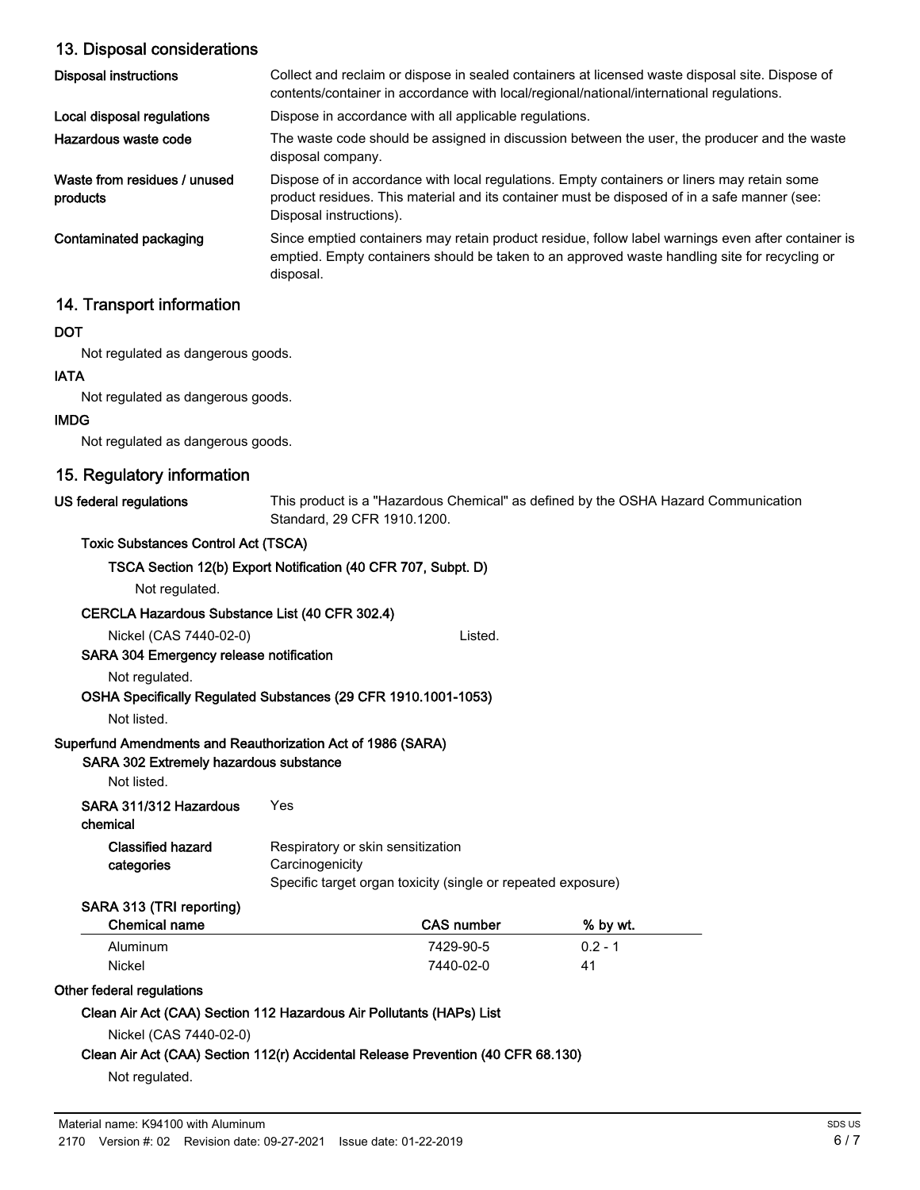## 13. Disposal considerations

| | |
|---|---|
| **Disposal instructions** | Collect and reclaim or dispose in sealed containers at licensed waste disposal site. Dispose of contents/container in accordance with local/regional/national/international regulations. |
| **Local disposal regulations** | Dispose in accordance with all applicable regulations. |
| **Hazardous waste code** | The waste code should be assigned in discussion between the user, the producer and the waste disposal company. |
| **Waste from residues / unused products** | Dispose of in accordance with local regulations. Empty containers or liners may retain some product residues. This material and its container must be disposed of in a safe manner (see: Disposal instructions). |
| **Contaminated packaging** | Since emptied containers may retain product residue, follow label warnings even after container is emptied. Empty containers should be taken to an approved waste handling site for recycling or disposal. |

## 14. Transport information

**DOT**

Not regulated as dangerous goods.

**IATA**

Not regulated as dangerous goods.

**IMDG**

Not regulated as dangerous goods.

## 15. Regulatory information

**US federal regulations** This product is a "Hazardous Chemical" as defined by the OSHA Hazard Communication Standard, 29 CFR 1910.1200.

**Toxic Substances Control Act (TSCA)**

**TSCA Section 12(b) Export Notification (40 CFR 707, Subpt. D)**

Not regulated.

**CERCLA Hazardous Substance List (40 CFR 302.4)**

Nickel (CAS 7440-02-0) Listed.

**SARA 304 Emergency release notification**

Not regulated.

**OSHA Specifically Regulated Substances (29 CFR 1910.1001-1053)**

Not listed.

**Superfund Amendments and Reauthorization Act of 1986 (SARA)**

**SARA 302 Extremely hazardous substance**

Not listed.

**SARA 311/312 Hazardous chemical** Yes

**Classified hazard categories**
Respiratory or skin sensitization
Carcinogenicity
Specific target organ toxicity (single or repeated exposure)

**SARA 313 (TRI reporting)**

| Chemical name | CAS number | % by wt. |
|---|---|---|
| Aluminum | 7429-90-5 | 0.2 - 1 |
| Nickel | 7440-02-0 | 41 |

**Other federal regulations**

**Clean Air Act (CAA) Section 112 Hazardous Air Pollutants (HAPs) List**

Nickel (CAS 7440-02-0)

**Clean Air Act (CAA) Section 112(r) Accidental Release Prevention (40 CFR 68.130)**

Not regulated.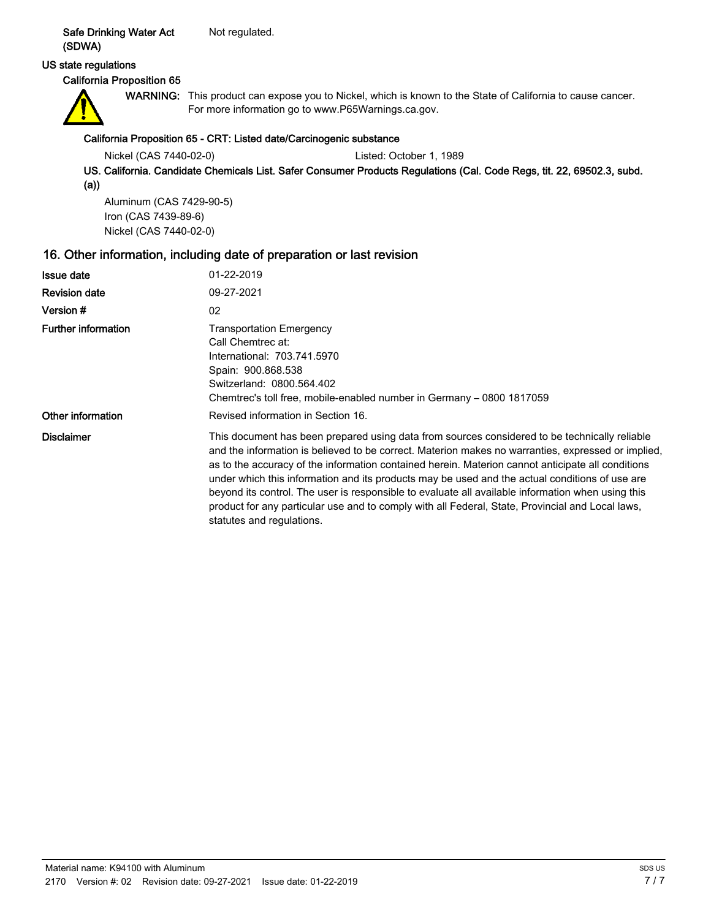**Safe Drinking Water Act (SDWA)** Not regulated.

**US state regulations**

**California Proposition 65**

**WARNING:** This product can expose you to Nickel, which is known to the State of California to cause cancer. For more information go to www.P65Warnings.ca.gov.

**California Proposition 65 - CRT: Listed date/Carcinogenic substance**

Nickel (CAS 7440-02-0) Listed: October 1, 1989

**US. California. Candidate Chemicals List. Safer Consumer Products Regulations (Cal. Code Regs, tit. 22, 69502.3, subd. (a))**

Aluminum (CAS 7429-90-5)
Iron (CAS 7439-89-6)
Nickel (CAS 7440-02-0)

## 16. Other information, including date of preparation or last revision

| | |
|---|---|
| **Issue date** | 01-22-2019 |
| **Revision date** | 09-27-2021 |
| **Version #** | 02 |
| **Further information** | Transportation Emergency<br>Call Chemtrec at:<br>International: 703.741.5970<br>Spain: 900.868.538<br>Switzerland: 0800.564.402<br>Chemtrec's toll free, mobile-enabled number in Germany – 0800 1817059 |
| **Other information** | Revised information in Section 16. |
| **Disclaimer** | This document has been prepared using data from sources considered to be technically reliable and the information is believed to be correct. Materion makes no warranties, expressed or implied, as to the accuracy of the information contained herein. Materion cannot anticipate all conditions under which this information and its products may be used and the actual conditions of use are beyond its control. The user is responsible to evaluate all available information when using this product for any particular use and to comply with all Federal, State, Provincial and Local laws, statutes and regulations. |